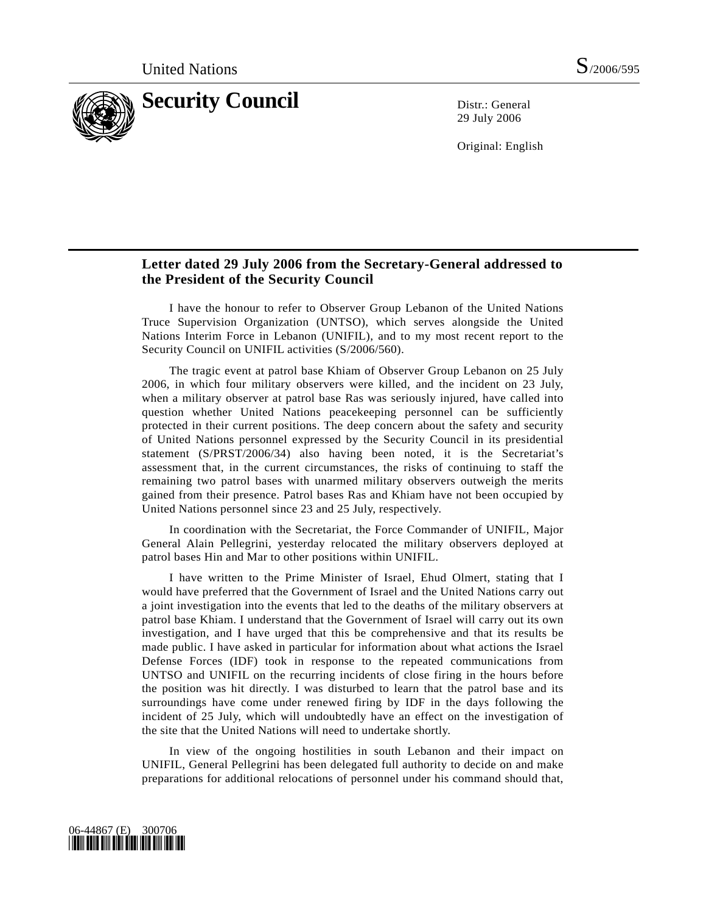United Nations S/2006/595

# Security Council

Distr.: General
29 July 2006

Original: English

## Letter dated 29 July 2006 from the Secretary-General addressed to the President of the Security Council

I have the honour to refer to Observer Group Lebanon of the United Nations Truce Supervision Organization (UNTSO), which serves alongside the United Nations Interim Force in Lebanon (UNIFIL), and to my most recent report to the Security Council on UNIFIL activities (S/2006/560).

The tragic event at patrol base Khiam of Observer Group Lebanon on 25 July 2006, in which four military observers were killed, and the incident on 23 July, when a military observer at patrol base Ras was seriously injured, have called into question whether United Nations peacekeeping personnel can be sufficiently protected in their current positions. The deep concern about the safety and security of United Nations personnel expressed by the Security Council in its presidential statement (S/PRST/2006/34) also having been noted, it is the Secretariat's assessment that, in the current circumstances, the risks of continuing to staff the remaining two patrol bases with unarmed military observers outweigh the merits gained from their presence. Patrol bases Ras and Khiam have not been occupied by United Nations personnel since 23 and 25 July, respectively.

In coordination with the Secretariat, the Force Commander of UNIFIL, Major General Alain Pellegrini, yesterday relocated the military observers deployed at patrol bases Hin and Mar to other positions within UNIFIL.

I have written to the Prime Minister of Israel, Ehud Olmert, stating that I would have preferred that the Government of Israel and the United Nations carry out a joint investigation into the events that led to the deaths of the military observers at patrol base Khiam. I understand that the Government of Israel will carry out its own investigation, and I have urged that this be comprehensive and that its results be made public. I have asked in particular for information about what actions the Israel Defense Forces (IDF) took in response to the repeated communications from UNTSO and UNIFIL on the recurring incidents of close firing in the hours before the position was hit directly. I was disturbed to learn that the patrol base and its surroundings have come under renewed firing by IDF in the days following the incident of 25 July, which will undoubtedly have an effect on the investigation of the site that the United Nations will need to undertake shortly.

In view of the ongoing hostilities in south Lebanon and their impact on UNIFIL, General Pellegrini has been delegated full authority to decide on and make preparations for additional relocations of personnel under his command should that,

06-44867 (E) 300706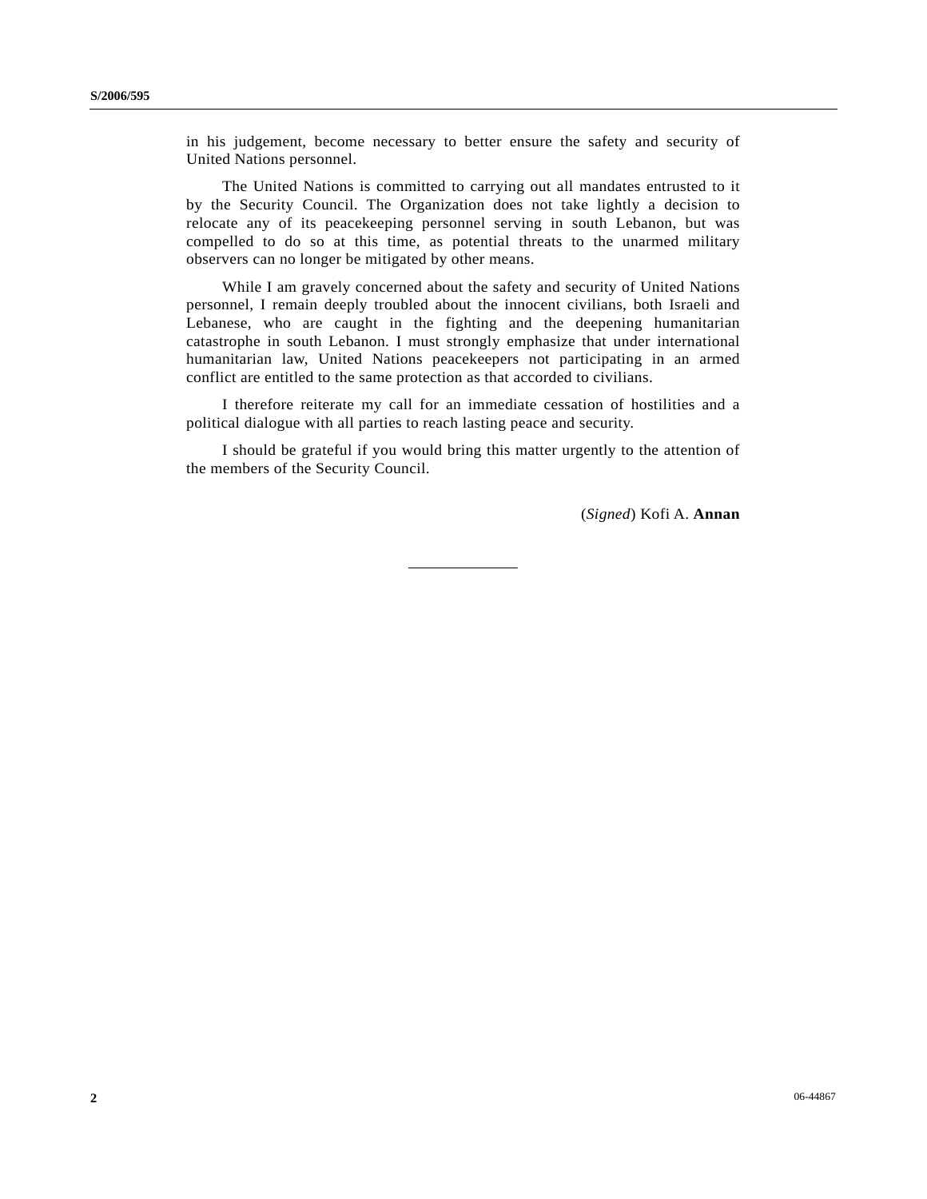in his judgement, become necessary to better ensure the safety and security of United Nations personnel.

The United Nations is committed to carrying out all mandates entrusted to it by the Security Council. The Organization does not take lightly a decision to relocate any of its peacekeeping personnel serving in south Lebanon, but was compelled to do so at this time, as potential threats to the unarmed military observers can no longer be mitigated by other means.

While I am gravely concerned about the safety and security of United Nations personnel, I remain deeply troubled about the innocent civilians, both Israeli and Lebanese, who are caught in the fighting and the deepening humanitarian catastrophe in south Lebanon. I must strongly emphasize that under international humanitarian law, United Nations peacekeepers not participating in an armed conflict are entitled to the same protection as that accorded to civilians.

I therefore reiterate my call for an immediate cessation of hostilities and a political dialogue with all parties to reach lasting peace and security.

I should be grateful if you would bring this matter urgently to the attention of the members of the Security Council.

(*Signed*) Kofi A. **Annan**